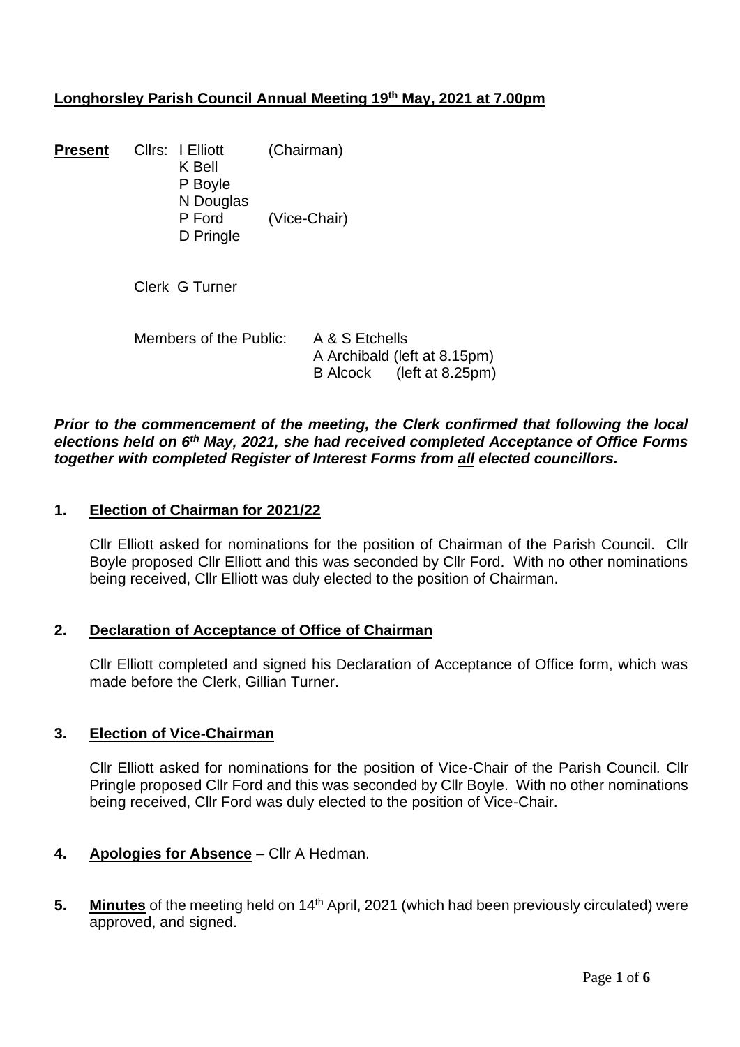# Longhorsley Parish Council Annual Meeting 19th May, 2021 at 7.00pm

**Present** Cllrs: I Elliott (Chairman)
K Bell
P Boyle
N Douglas
P Ford (Vice-Chair)
D Pringle

Clerk G Turner

Members of the Public: A & S Etchells
A Archibald (left at 8.15pm)
B Alcock (left at 8.25pm)

***Prior to the commencement of the meeting, the Clerk confirmed that following the local elections held on 6th May, 2021, she had received completed Acceptance of Office Forms together with completed Register of Interest Forms from all elected councillors.***

## 1. Election of Chairman for 2021/22

Cllr Elliott asked for nominations for the position of Chairman of the Parish Council. Cllr Boyle proposed Cllr Elliott and this was seconded by Cllr Ford. With no other nominations being received, Cllr Elliott was duly elected to the position of Chairman.

## 2. Declaration of Acceptance of Office of Chairman

Cllr Elliott completed and signed his Declaration of Acceptance of Office form, which was made before the Clerk, Gillian Turner.

## 3. Election of Vice-Chairman

Cllr Elliott asked for nominations for the position of Vice-Chair of the Parish Council. Cllr Pringle proposed Cllr Ford and this was seconded by Cllr Boyle. With no other nominations being received, Cllr Ford was duly elected to the position of Vice-Chair.

## 4. Apologies for Absence – Cllr A Hedman.

**5. Minutes** of the meeting held on 14th April, 2021 (which had been previously circulated) were approved, and signed.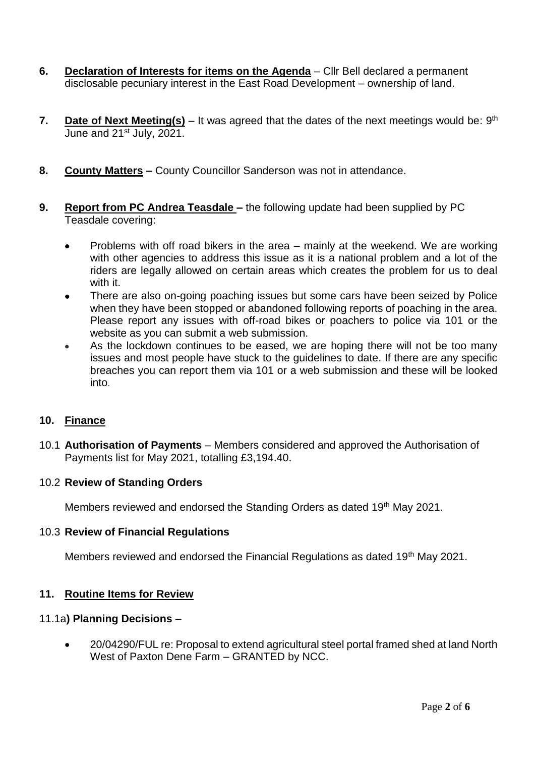6. **Declaration of Interests for items on the Agenda** – Cllr Bell declared a permanent disclosable pecuniary interest in the East Road Development – ownership of land.

7. **Date of Next Meeting(s)** – It was agreed that the dates of the next meetings would be: 9th June and 21st July, 2021.

8. **County Matters –** County Councillor Sanderson was not in attendance.

9. **Report from PC Andrea Teasdale –** the following update had been supplied by PC Teasdale covering:

   - Problems with off road bikers in the area – mainly at the weekend. We are working with other agencies to address this issue as it is a national problem and a lot of the riders are legally allowed on certain areas which creates the problem for us to deal with it.
   - There are also on-going poaching issues but some cars have been seized by Police when they have been stopped or abandoned following reports of poaching in the area. Please report any issues with off-road bikes or poachers to police via 101 or the website as you can submit a web submission.
   - As the lockdown continues to be eased, we are hoping there will not be too many issues and most people have stuck to the guidelines to date. If there are any specific breaches you can report them via 101 or a web submission and these will be looked into.

## 10. Finance

10.1 **Authorisation of Payments** – Members considered and approved the Authorisation of Payments list for May 2021, totalling £3,194.40.

### 10.2 Review of Standing Orders

Members reviewed and endorsed the Standing Orders as dated 19th May 2021.

### 10.3 Review of Financial Regulations

Members reviewed and endorsed the Financial Regulations as dated 19th May 2021.

## 11. Routine Items for Review

### 11.1a) Planning Decisions –

- 20/04290/FUL re: Proposal to extend agricultural steel portal framed shed at land North West of Paxton Dene Farm – GRANTED by NCC.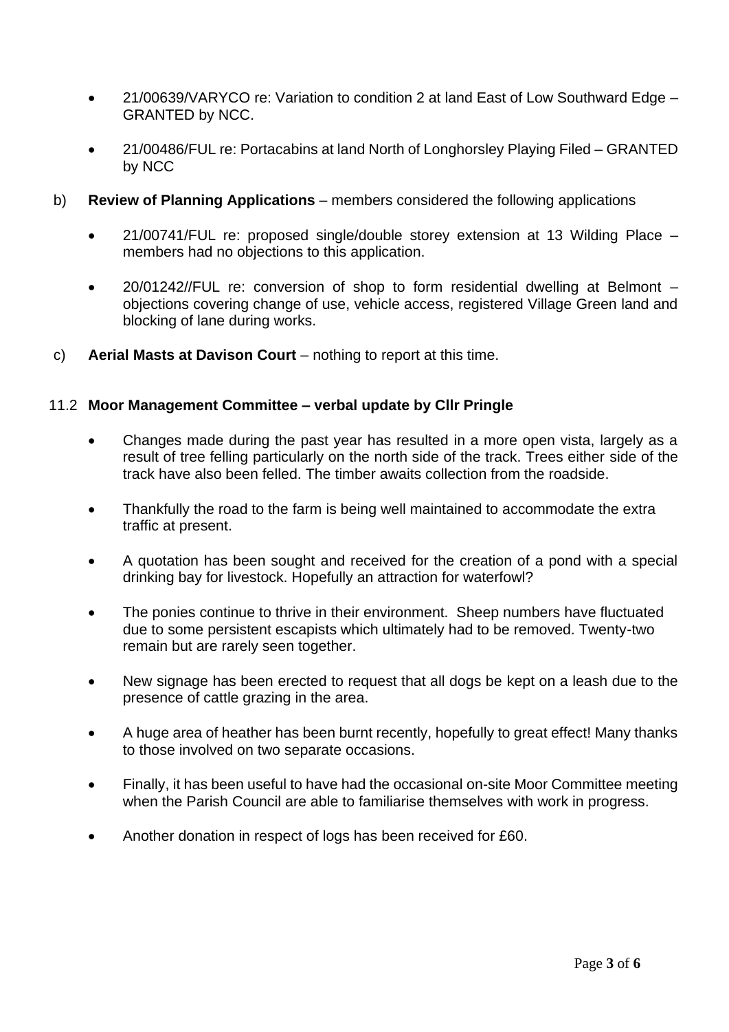- 21/00639/VARYCO re: Variation to condition 2 at land East of Low Southward Edge – GRANTED by NCC.
- 21/00486/FUL re: Portacabins at land North of Longhorsley Playing Filed – GRANTED by NCC

b) **Review of Planning Applications** – members considered the following applications

- 21/00741/FUL re: proposed single/double storey extension at 13 Wilding Place – members had no objections to this application.
- 20/01242//FUL re: conversion of shop to form residential dwelling at Belmont – objections covering change of use, vehicle access, registered Village Green land and blocking of lane during works.

c) **Aerial Masts at Davison Court** – nothing to report at this time.

11.2 **Moor Management Committee – verbal update by Cllr Pringle**

- Changes made during the past year has resulted in a more open vista, largely as a result of tree felling particularly on the north side of the track. Trees either side of the track have also been felled. The timber awaits collection from the roadside.
- Thankfully the road to the farm is being well maintained to accommodate the extra traffic at present.
- A quotation has been sought and received for the creation of a pond with a special drinking bay for livestock. Hopefully an attraction for waterfowl?
- The ponies continue to thrive in their environment. Sheep numbers have fluctuated due to some persistent escapists which ultimately had to be removed. Twenty-two remain but are rarely seen together.
- New signage has been erected to request that all dogs be kept on a leash due to the presence of cattle grazing in the area.
- A huge area of heather has been burnt recently, hopefully to great effect! Many thanks to those involved on two separate occasions.
- Finally, it has been useful to have had the occasional on-site Moor Committee meeting when the Parish Council are able to familiarise themselves with work in progress.
- Another donation in respect of logs has been received for £60.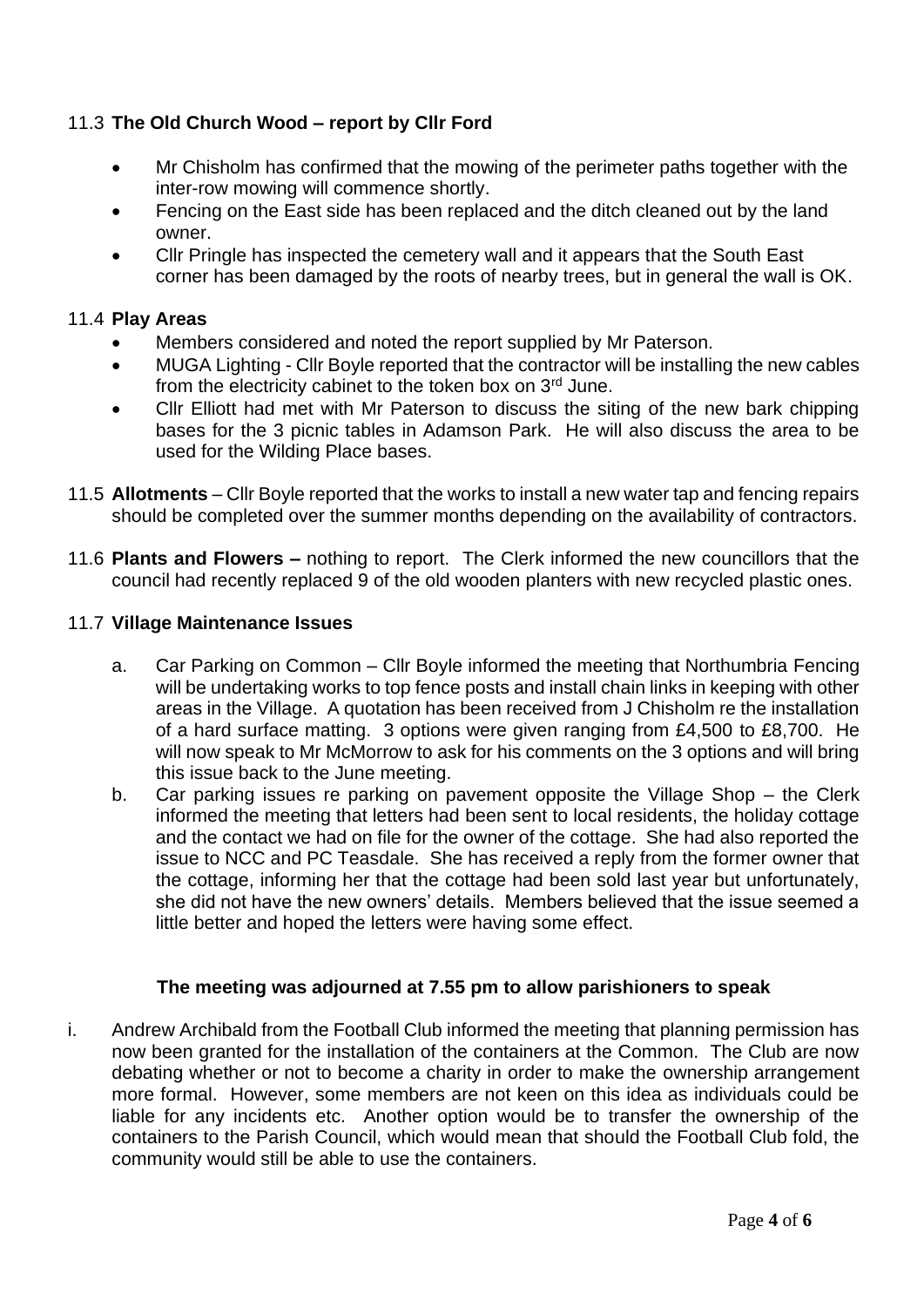### 11.3 **The Old Church Wood – report by Cllr Ford**

- Mr Chisholm has confirmed that the mowing of the perimeter paths together with the inter-row mowing will commence shortly.
- Fencing on the East side has been replaced and the ditch cleaned out by the land owner.
- Cllr Pringle has inspected the cemetery wall and it appears that the South East corner has been damaged by the roots of nearby trees, but in general the wall is OK.

### 11.4 **Play Areas**

- Members considered and noted the report supplied by Mr Paterson.
- MUGA Lighting - Cllr Boyle reported that the contractor will be installing the new cables from the electricity cabinet to the token box on 3rd June.
- Cllr Elliott had met with Mr Paterson to discuss the siting of the new bark chipping bases for the 3 picnic tables in Adamson Park. He will also discuss the area to be used for the Wilding Place bases.

11.5 **Allotments** – Cllr Boyle reported that the works to install a new water tap and fencing repairs should be completed over the summer months depending on the availability of contractors.

11.6 **Plants and Flowers –** nothing to report. The Clerk informed the new councillors that the council had recently replaced 9 of the old wooden planters with new recycled plastic ones.

### 11.7 **Village Maintenance Issues**

a. Car Parking on Common – Cllr Boyle informed the meeting that Northumbria Fencing will be undertaking works to top fence posts and install chain links in keeping with other areas in the Village. A quotation has been received from J Chisholm re the installation of a hard surface matting. 3 options were given ranging from £4,500 to £8,700. He will now speak to Mr McMorrow to ask for his comments on the 3 options and will bring this issue back to the June meeting.

b. Car parking issues re parking on pavement opposite the Village Shop – the Clerk informed the meeting that letters had been sent to local residents, the holiday cottage and the contact we had on file for the owner of the cottage. She had also reported the issue to NCC and PC Teasdale. She has received a reply from the former owner that the cottage, informing her that the cottage had been sold last year but unfortunately, she did not have the new owners' details. Members believed that the issue seemed a little better and hoped the letters were having some effect.

**The meeting was adjourned at 7.55 pm to allow parishioners to speak**

i. Andrew Archibald from the Football Club informed the meeting that planning permission has now been granted for the installation of the containers at the Common. The Club are now debating whether or not to become a charity in order to make the ownership arrangement more formal. However, some members are not keen on this idea as individuals could be liable for any incidents etc. Another option would be to transfer the ownership of the containers to the Parish Council, which would mean that should the Football Club fold, the community would still be able to use the containers.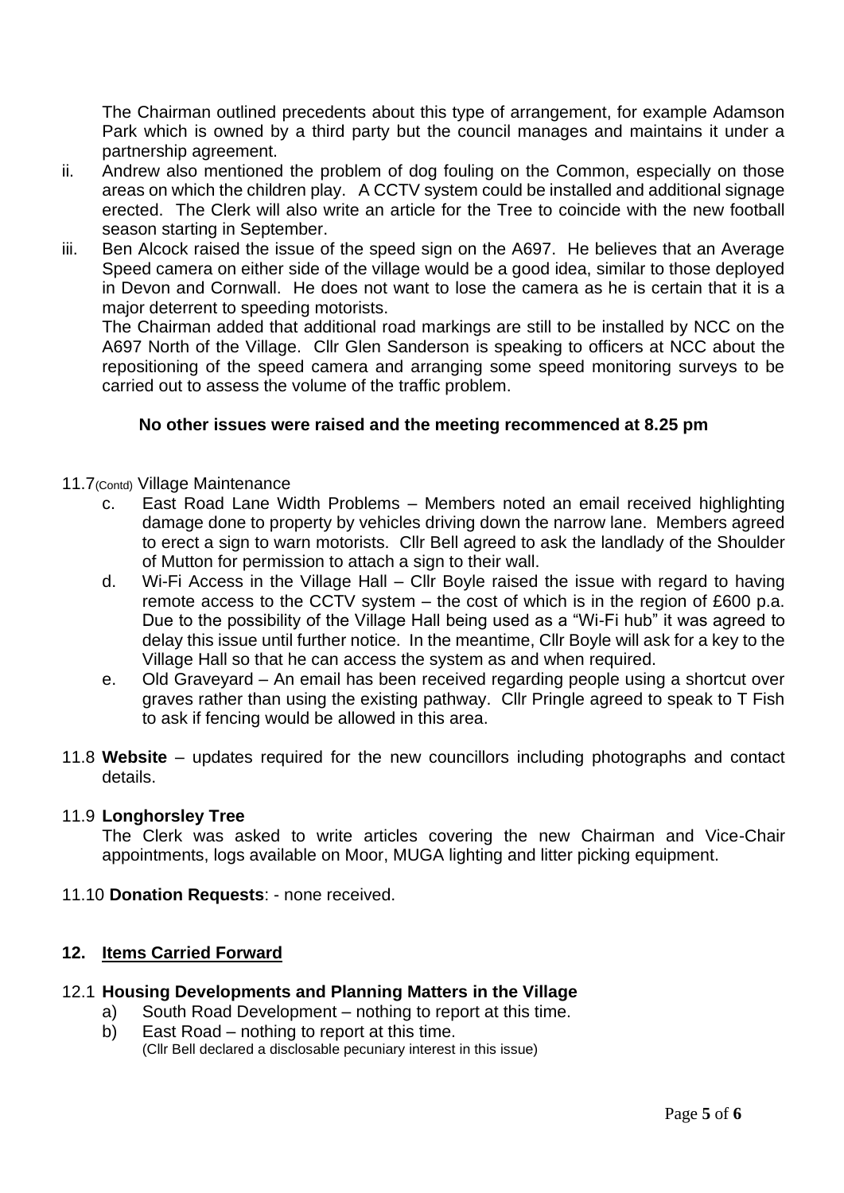The Chairman outlined precedents about this type of arrangement, for example Adamson Park which is owned by a third party but the council manages and maintains it under a partnership agreement.

ii. Andrew also mentioned the problem of dog fouling on the Common, especially on those areas on which the children play. A CCTV system could be installed and additional signage erected. The Clerk will also write an article for the Tree to coincide with the new football season starting in September.

iii. Ben Alcock raised the issue of the speed sign on the A697. He believes that an Average Speed camera on either side of the village would be a good idea, similar to those deployed in Devon and Cornwall. He does not want to lose the camera as he is certain that it is a major deterrent to speeding motorists.

The Chairman added that additional road markings are still to be installed by NCC on the A697 North of the Village. Cllr Glen Sanderson is speaking to officers at NCC about the repositioning of the speed camera and arranging some speed monitoring surveys to be carried out to assess the volume of the traffic problem.

**No other issues were raised and the meeting recommenced at 8.25 pm**

11.7(Contd) Village Maintenance

c. East Road Lane Width Problems – Members noted an email received highlighting damage done to property by vehicles driving down the narrow lane. Members agreed to erect a sign to warn motorists. Cllr Bell agreed to ask the landlady of the Shoulder of Mutton for permission to attach a sign to their wall.

d. Wi-Fi Access in the Village Hall – Cllr Boyle raised the issue with regard to having remote access to the CCTV system – the cost of which is in the region of £600 p.a. Due to the possibility of the Village Hall being used as a "Wi-Fi hub" it was agreed to delay this issue until further notice. In the meantime, Cllr Boyle will ask for a key to the Village Hall so that he can access the system as and when required.

e. Old Graveyard – An email has been received regarding people using a shortcut over graves rather than using the existing pathway. Cllr Pringle agreed to speak to T Fish to ask if fencing would be allowed in this area.

11.8 **Website** – updates required for the new councillors including photographs and contact details.

11.9 **Longhorsley Tree**

The Clerk was asked to write articles covering the new Chairman and Vice-Chair appointments, logs available on Moor, MUGA lighting and litter picking equipment.

11.10 **Donation Requests**: - none received.

## 12. Items Carried Forward

12.1 **Housing Developments and Planning Matters in the Village**

a) South Road Development – nothing to report at this time.

b) East Road – nothing to report at this time.
(Cllr Bell declared a disclosable pecuniary interest in this issue)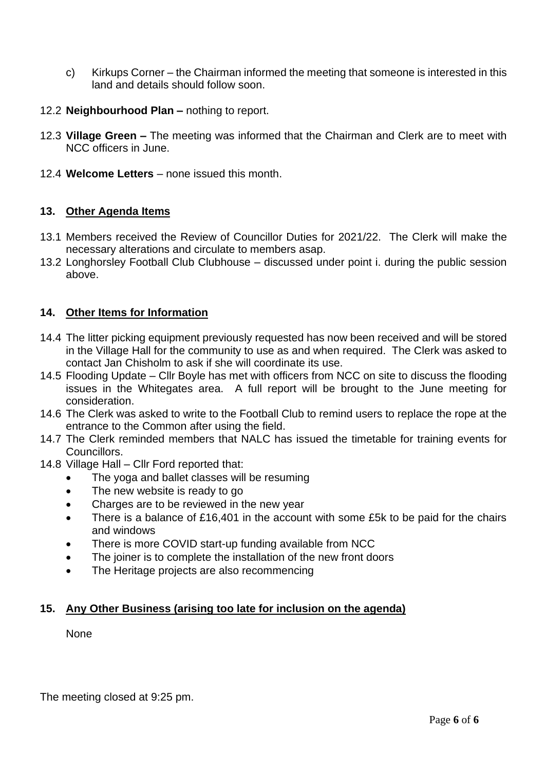c) Kirkups Corner – the Chairman informed the meeting that someone is interested in this land and details should follow soon.

12.2 **Neighbourhood Plan –** nothing to report.

12.3 **Village Green –** The meeting was informed that the Chairman and Clerk are to meet with NCC officers in June.

12.4 **Welcome Letters** – none issued this month.

## 13. Other Agenda Items

13.1 Members received the Review of Councillor Duties for 2021/22. The Clerk will make the necessary alterations and circulate to members asap.

13.2 Longhorsley Football Club Clubhouse – discussed under point i. during the public session above.

## 14. Other Items for Information

14.4 The litter picking equipment previously requested has now been received and will be stored in the Village Hall for the community to use as and when required. The Clerk was asked to contact Jan Chisholm to ask if she will coordinate its use.

14.5 Flooding Update – Cllr Boyle has met with officers from NCC on site to discuss the flooding issues in the Whitegates area. A full report will be brought to the June meeting for consideration.

14.6 The Clerk was asked to write to the Football Club to remind users to replace the rope at the entrance to the Common after using the field.

14.7 The Clerk reminded members that NALC has issued the timetable for training events for Councillors.

14.8 Village Hall – Cllr Ford reported that:

- The yoga and ballet classes will be resuming
- The new website is ready to go
- Charges are to be reviewed in the new year
- There is a balance of £16,401 in the account with some £5k to be paid for the chairs and windows
- There is more COVID start-up funding available from NCC
- The joiner is to complete the installation of the new front doors
- The Heritage projects are also recommencing

## 15. Any Other Business (arising too late for inclusion on the agenda)

None

The meeting closed at 9:25 pm.